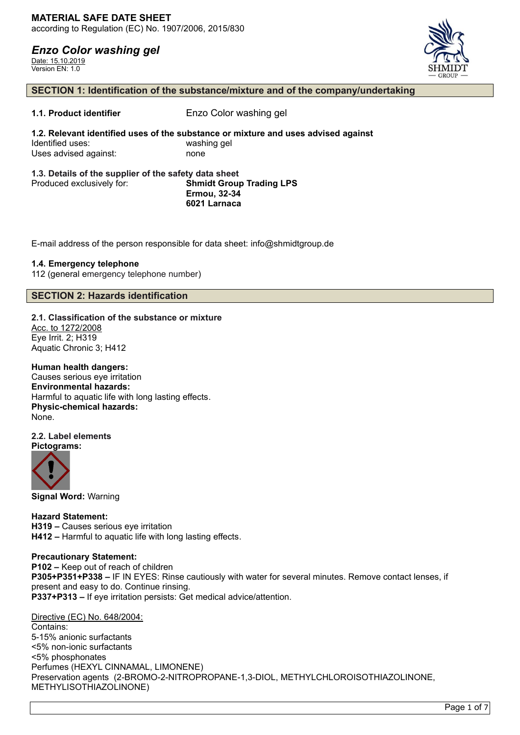# MATERIAL SAFE DATE SHEET

according to Regulation (EC) No. 1907/2006, 2015/830

## *Enzo Color washing gel*

Date: 15.10.2019
Version EN: 1.0

## SECTION 1: Identification of the substance/mixture and of the company/undertaking

**1.1. Product identifier** Enzo Color washing gel

**1.2. Relevant identified uses of the substance or mixture and uses advised against**

Identified uses: washing gel
Uses advised against: none

**1.3. Details of the supplier of the safety data sheet**

Produced exclusively for: **Shmidt Group Trading LPS**
**Ermou, 32-34**
**6021 Larnaca**

E-mail address of the person responsible for data sheet: info@shmidtgroup.de

**1.4. Emergency telephone**

112 (general emergency telephone number)

## SECTION 2: Hazards identification

**2.1. Classification of the substance or mixture**

Acc. to 1272/2008
Eye Irrit. 2; H319
Aquatic Chronic 3; H412

**Human health dangers:**
Causes serious eye irritation
**Environmental hazards:**
Harmful to aquatic life with long lasting effects.
**Physic-chemical hazards:**
None.

**2.2. Label elements**

**Pictograms:**

**Signal Word:** Warning

**Hazard Statement:**
**H319 –** Causes serious eye irritation
**H412 –** Harmful to aquatic life with long lasting effects.

**Precautionary Statement:**
**P102 –** Keep out of reach of children
**P305+P351+P338 –** IF IN EYES: Rinse cautiously with water for several minutes. Remove contact lenses, if present and easy to do. Continue rinsing.
**P337+P313 –** If eye irritation persists: Get medical advice/attention.

Directive (EC) No. 648/2004:
Contains:
5-15% anionic surfactants
<5% non-ionic surfactants
<5% phosphonates
Perfumes (HEXYL CINNAMAL, LIMONENE)
Preservation agents (2-BROMO-2-NITROPROPANE-1,3-DIOL, METHYLCHLOROISOTHIAZOLINONE, METHYLISOTHIAZOLINONE)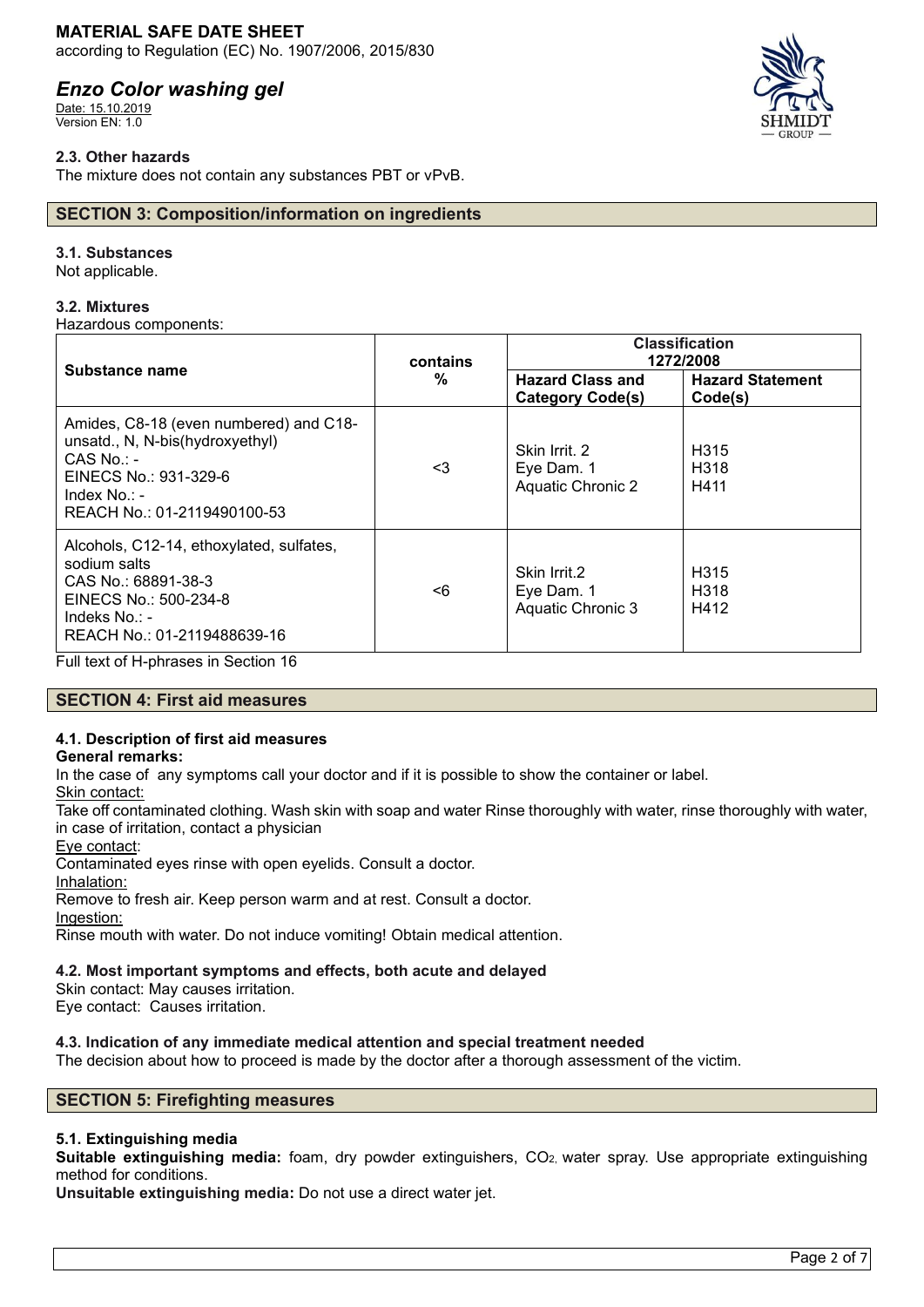### 2.3. Other hazards

The mixture does not contain any substances PBT or vPvB.

## SECTION 3: Composition/information on ingredients

### 3.1. Substances

Not applicable.

### 3.2. Mixtures

Hazardous components:

| Substance name | contains % | Classification 1272/2008 | |
|---|---|---|---|
| | | **Hazard Class and Category Code(s)** | **Hazard Statement Code(s)** |
| Amides, C8-18 (even numbered) and C18-unsatd., N, N-bis(hydroxyethyl)<br>CAS No.: -<br>EINECS No.: 931-329-6<br>Index No.: -<br>REACH No.: 01-2119490100-53 | <3 | Skin Irrit. 2<br>Eye Dam. 1<br>Aquatic Chronic 2 | H315<br>H318<br>H411 |
| Alcohols, C12-14, ethoxylated, sulfates, sodium salts<br>CAS No.: 68891-38-3<br>EINECS No.: 500-234-8<br>Indeks No.: -<br>REACH No.: 01-2119488639-16 | <6 | Skin Irrit.2<br>Eye Dam. 1<br>Aquatic Chronic 3 | H315<br>H318<br>H412 |

Full text of H-phrases in Section 16

## SECTION 4: First aid measures

### 4.1. Description of first aid measures

**General remarks:**

In the case of any symptoms call your doctor and if it is possible to show the container or label.

Skin contact:

Take off contaminated clothing. Wash skin with soap and water Rinse thoroughly with water, rinse thoroughly with water, in case of irritation, contact a physician

Eye contact:

Contaminated eyes rinse with open eyelids. Consult a doctor.

Inhalation:

Remove to fresh air. Keep person warm and at rest. Consult a doctor.

Ingestion:

Rinse mouth with water. Do not induce vomiting! Obtain medical attention.

### 4.2. Most important symptoms and effects, both acute and delayed

Skin contact: May causes irritation.

Eye contact: Causes irritation.

### 4.3. Indication of any immediate medical attention and special treatment needed

The decision about how to proceed is made by the doctor after a thorough assessment of the victim.

## SECTION 5: Firefighting measures

### 5.1. Extinguishing media

**Suitable extinguishing media:** foam, dry powder extinguishers, $CO_2$, water spray. Use appropriate extinguishing method for conditions.

**Unsuitable extinguishing media:** Do not use a direct water jet.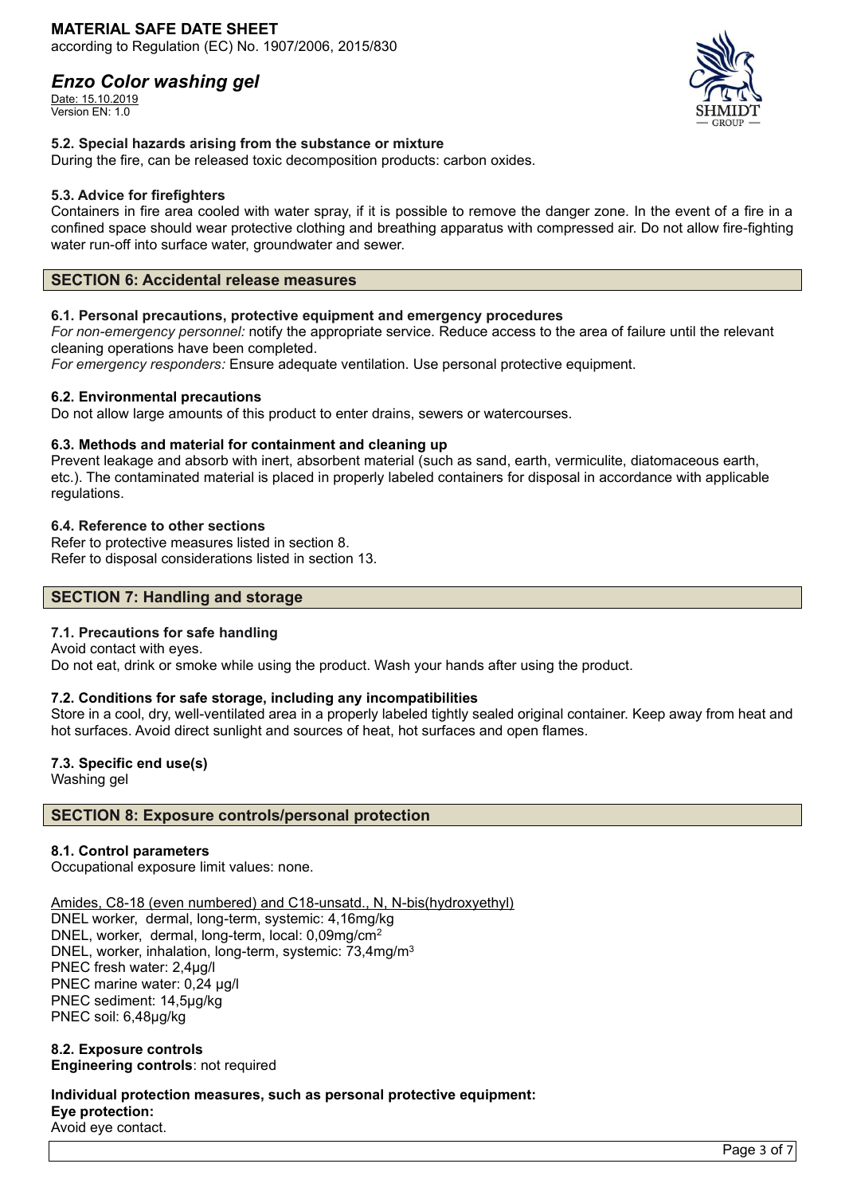#### 5.2. Special hazards arising from the substance or mixture

During the fire, can be released toxic decomposition products: carbon oxides.

#### 5.3. Advice for firefighters

Containers in fire area cooled with water spray, if it is possible to remove the danger zone. In the event of a fire in a confined space should wear protective clothing and breathing apparatus with compressed air. Do not allow fire-fighting water run-off into surface water, groundwater and sewer.

## SECTION 6: Accidental release measures

#### 6.1. Personal precautions, protective equipment and emergency procedures

*For non-emergency personnel:* notify the appropriate service. Reduce access to the area of failure until the relevant cleaning operations have been completed.

*For emergency responders:* Ensure adequate ventilation. Use personal protective equipment.

#### 6.2. Environmental precautions

Do not allow large amounts of this product to enter drains, sewers or watercourses.

#### 6.3. Methods and material for containment and cleaning up

Prevent leakage and absorb with inert, absorbent material (such as sand, earth, vermiculite, diatomaceous earth, etc.). The contaminated material is placed in properly labeled containers for disposal in accordance with applicable regulations.

#### 6.4. Reference to other sections

Refer to protective measures listed in section 8.
Refer to disposal considerations listed in section 13.

## SECTION 7: Handling and storage

#### 7.1. Precautions for safe handling

Avoid contact with eyes.
Do not eat, drink or smoke while using the product. Wash your hands after using the product.

#### 7.2. Conditions for safe storage, including any incompatibilities

Store in a cool, dry, well-ventilated area in a properly labeled tightly sealed original container. Keep away from heat and hot surfaces. Avoid direct sunlight and sources of heat, hot surfaces and open flames.

#### 7.3. Specific end use(s)

Washing gel

## SECTION 8: Exposure controls/personal protection

#### 8.1. Control parameters

Occupational exposure limit values: none.

Amides, C8-18 (even numbered) and C18-unsatd., N, N-bis(hydroxyethyl)
DNEL worker, dermal, long-term, systemic: 4,16mg/kg
DNEL, worker, dermal, long-term, local: 0,09mg/cm$^2$
DNEL, worker, inhalation, long-term, systemic: 73,4mg/m$^3$
PNEC fresh water: 2,4µg/l
PNEC marine water: 0,24 µg/l
PNEC sediment: 14,5µg/kg
PNEC soil: 6,48µg/kg

#### 8.2. Exposure controls

**Engineering controls**: not required

**Individual protection measures, such as personal protective equipment:**
**Eye protection:**
Avoid eye contact.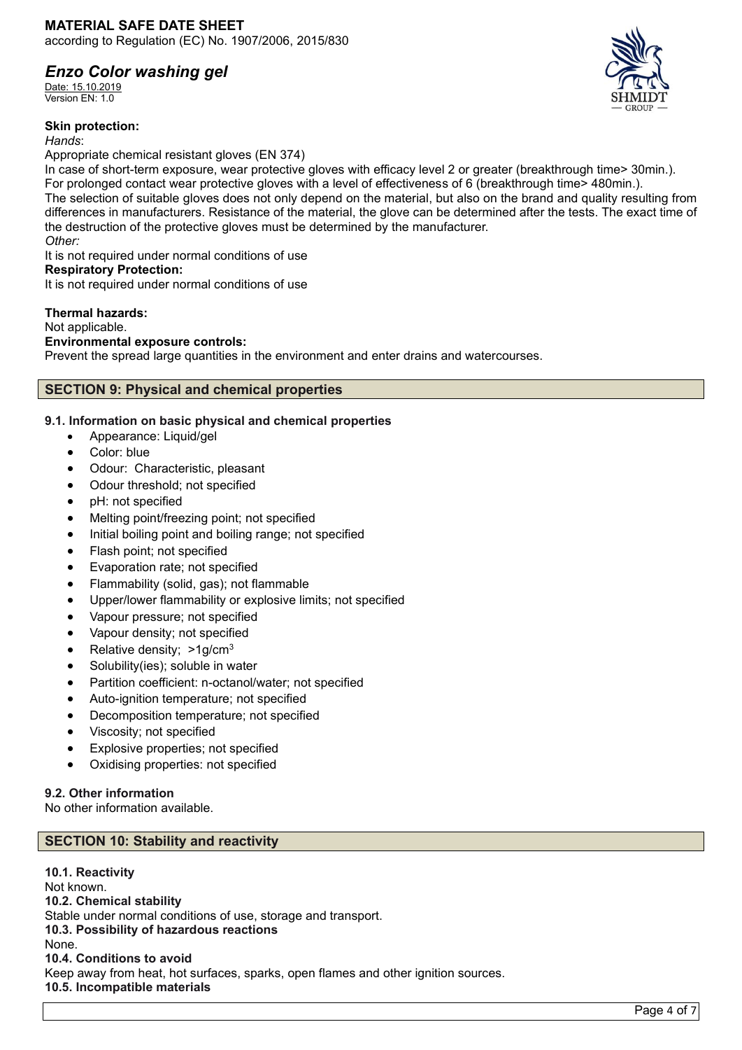**Skin protection:**

*Hands*:

Appropriate chemical resistant gloves (EN 374)

In case of short-term exposure, wear protective gloves with efficacy level 2 or greater (breakthrough time> 30min.). For prolonged contact wear protective gloves with a level of effectiveness of 6 (breakthrough time> 480min.).

The selection of suitable gloves does not only depend on the material, but also on the brand and quality resulting from differences in manufacturers. Resistance of the material, the glove can be determined after the tests. The exact time of the destruction of the protective gloves must be determined by the manufacturer.

*Other:*

It is not required under normal conditions of use

**Respiratory Protection:**

It is not required under normal conditions of use

**Thermal hazards:**

Not applicable.

**Environmental exposure controls:**

Prevent the spread large quantities in the environment and enter drains and watercourses.

## SECTION 9: Physical and chemical properties

### 9.1. Information on basic physical and chemical properties

- Appearance: Liquid/gel
- Color: blue
- Odour: Characteristic, pleasant
- Odour threshold; not specified
- pH: not specified
- Melting point/freezing point; not specified
- Initial boiling point and boiling range; not specified
- Flash point; not specified
- Evaporation rate; not specified
- Flammability (solid, gas); not flammable
- Upper/lower flammability or explosive limits; not specified
- Vapour pressure; not specified
- Vapour density; not specified
- Relative density; >1g/cm$^3$
- Solubility(ies); soluble in water
- Partition coefficient: n-octanol/water; not specified
- Auto-ignition temperature; not specified
- Decomposition temperature; not specified
- Viscosity; not specified
- Explosive properties; not specified
- Oxidising properties: not specified

### 9.2. Other information

No other information available.

## SECTION 10: Stability and reactivity

**10.1. Reactivity**

Not known.

**10.2. Chemical stability**

Stable under normal conditions of use, storage and transport.

**10.3. Possibility of hazardous reactions**

None.

**10.4. Conditions to avoid**

Keep away from heat, hot surfaces, sparks, open flames and other ignition sources.

**10.5. Incompatible materials**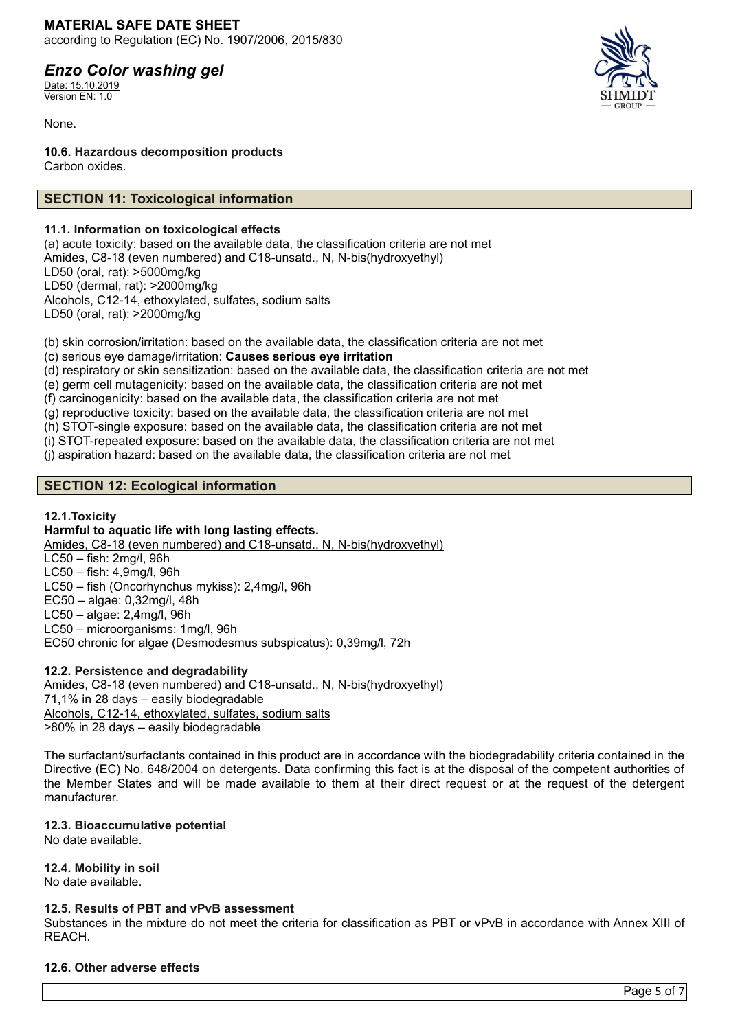None.

**10.6. Hazardous decomposition products**
Carbon oxides.

## SECTION 11: Toxicological information

**11.1. Information on toxicological effects**

(a) acute toxicity: based on the available data, the classification criteria are not met
Amides, C8-18 (even numbered) and C18-unsatd., N, N-bis(hydroxyethyl)
LD50 (oral, rat): >5000mg/kg
LD50 (dermal, rat): >2000mg/kg
Alcohols, C12-14, ethoxylated, sulfates, sodium salts
LD50 (oral, rat): >2000mg/kg

(b) skin corrosion/irritation: based on the available data, the classification criteria are not met
(c) serious eye damage/irritation: **Causes serious eye irritation**
(d) respiratory or skin sensitization: based on the available data, the classification criteria are not met
(e) germ cell mutagenicity: based on the available data, the classification criteria are not met
(f) carcinogenicity: based on the available data, the classification criteria are not met
(g) reproductive toxicity: based on the available data, the classification criteria are not met
(h) STOT-single exposure: based on the available data, the classification criteria are not met
(i) STOT-repeated exposure: based on the available data, the classification criteria are not met
(j) aspiration hazard: based on the available data, the classification criteria are not met

## SECTION 12: Ecological information

**12.1.Toxicity**
**Harmful to aquatic life with long lasting effects.**
Amides, C8-18 (even numbered) and C18-unsatd., N, N-bis(hydroxyethyl)
LC50 – fish: 2mg/l, 96h
LC50 – fish: 4,9mg/l, 96h
LC50 – fish (Oncorhynchus mykiss): 2,4mg/l, 96h
EC50 – algae: 0,32mg/l, 48h
LC50 – algae: 2,4mg/l, 96h
LC50 – microorganisms: 1mg/l, 96h
EC50 chronic for algae (Desmodesmus subspicatus): 0,39mg/l, 72h

**12.2. Persistence and degradability**
Amides, C8-18 (even numbered) and C18-unsatd., N, N-bis(hydroxyethyl)
71,1% in 28 days – easily biodegradable
Alcohols, C12-14, ethoxylated, sulfates, sodium salts
>80% in 28 days – easily biodegradable

The surfactant/surfactants contained in this product are in accordance with the biodegradability criteria contained in the Directive (EC) No. 648/2004 on detergents. Data confirming this fact is at the disposal of the competent authorities of the Member States and will be made available to them at their direct request or at the request of the detergent manufacturer.

**12.3. Bioaccumulative potential**
No date available.

**12.4. Mobility in soil**
No date available.

**12.5. Results of PBT and vPvB assessment**
Substances in the mixture do not meet the criteria for classification as PBT or vPvB in accordance with Annex XIII of REACH.

**12.6. Other adverse effects**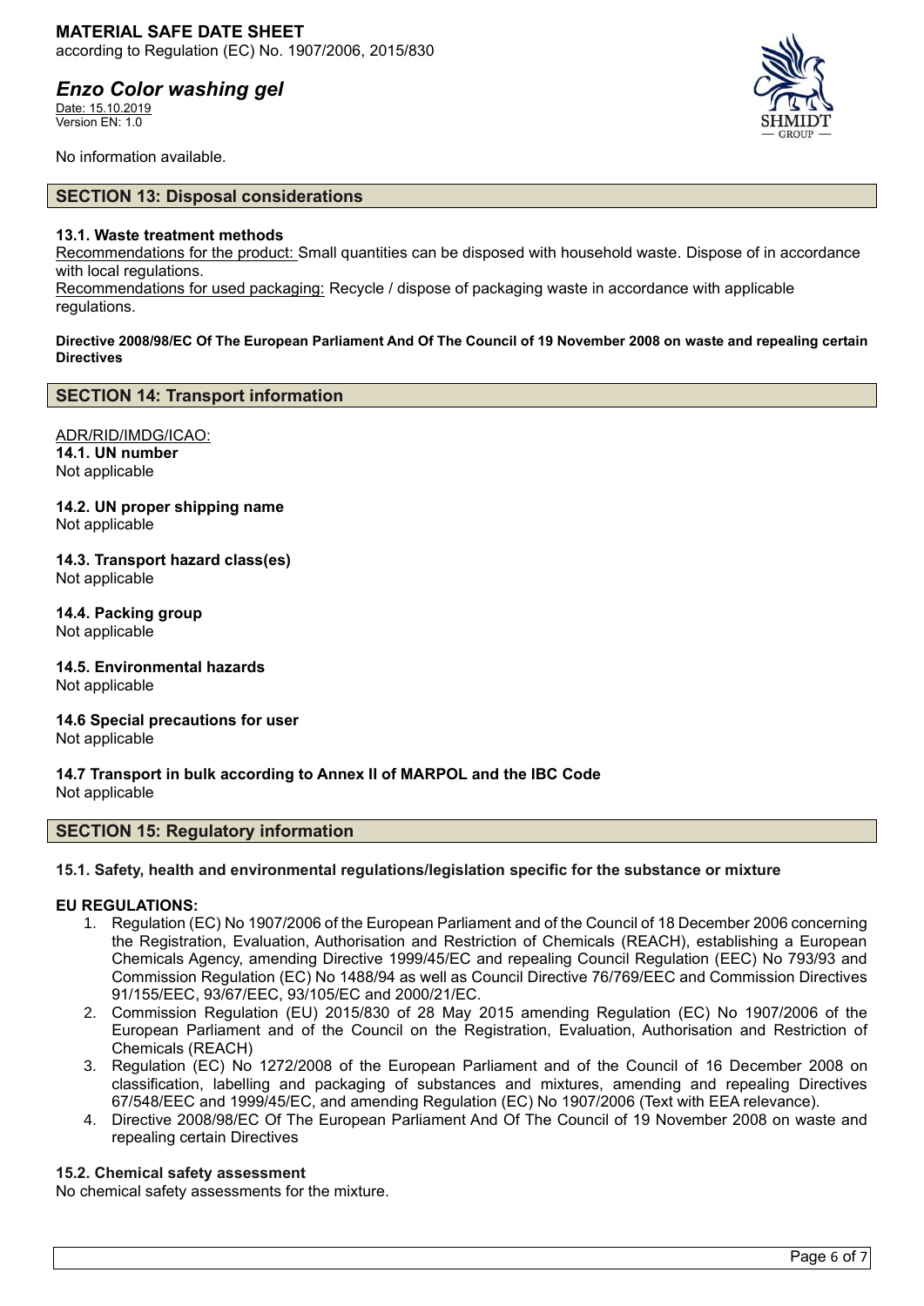No information available.

## SECTION 13: Disposal considerations

**13.1. Waste treatment methods**

Recommendations for the product: Small quantities can be disposed with household waste. Dispose of in accordance with local regulations.

Recommendations for used packaging: Recycle / dispose of packaging waste in accordance with applicable regulations.

**Directive 2008/98/EC Of The European Parliament And Of The Council of 19 November 2008 on waste and repealing certain Directives**

## SECTION 14: Transport information

ADR/RID/IMDG/ICAO:

**14.1. UN number**
Not applicable

**14.2. UN proper shipping name**
Not applicable

**14.3. Transport hazard class(es)**
Not applicable

**14.4. Packing group**
Not applicable

**14.5. Environmental hazards**
Not applicable

**14.6 Special precautions for user**
Not applicable

**14.7 Transport in bulk according to Annex II of MARPOL and the IBC Code**
Not applicable

## SECTION 15: Regulatory information

**15.1. Safety, health and environmental regulations/legislation specific for the substance or mixture**

**EU REGULATIONS:**

1. Regulation (EC) No 1907/2006 of the European Parliament and of the Council of 18 December 2006 concerning the Registration, Evaluation, Authorisation and Restriction of Chemicals (REACH), establishing a European Chemicals Agency, amending Directive 1999/45/EC and repealing Council Regulation (EEC) No 793/93 and Commission Regulation (EC) No 1488/94 as well as Council Directive 76/769/EEC and Commission Directives 91/155/EEC, 93/67/EEC, 93/105/EC and 2000/21/EC.
2. Commission Regulation (EU) 2015/830 of 28 May 2015 amending Regulation (EC) No 1907/2006 of the European Parliament and of the Council on the Registration, Evaluation, Authorisation and Restriction of Chemicals (REACH)
3. Regulation (EC) No 1272/2008 of the European Parliament and of the Council of 16 December 2008 on classification, labelling and packaging of substances and mixtures, amending and repealing Directives 67/548/EEC and 1999/45/EC, and amending Regulation (EC) No 1907/2006 (Text with EEA relevance).
4. Directive 2008/98/EC Of The European Parliament And Of The Council of 19 November 2008 on waste and repealing certain Directives

**15.2. Chemical safety assessment**

No chemical safety assessments for the mixture.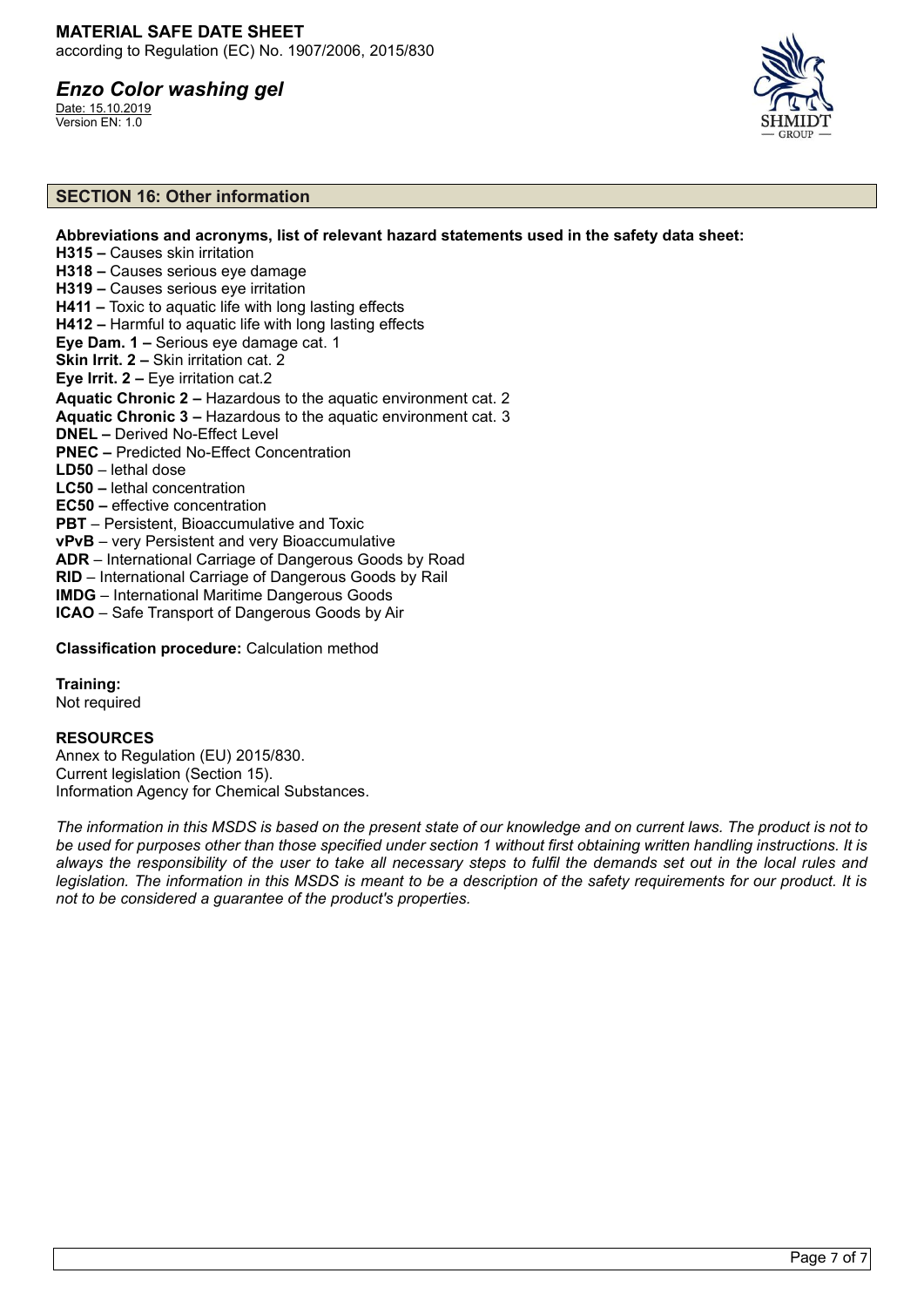## SECTION 16: Other information

**Abbreviations and acronyms, list of relevant hazard statements used in the safety data sheet:**

**H315 –** Causes skin irritation
**H318 –** Causes serious eye damage
**H319 –** Causes serious eye irritation
**H411 –** Toxic to aquatic life with long lasting effects
**H412 –** Harmful to aquatic life with long lasting effects
**Eye Dam. 1 –** Serious eye damage cat. 1
**Skin Irrit. 2 –** Skin irritation cat. 2
**Eye Irrit. 2 –** Eye irritation cat.2
**Aquatic Chronic 2 –** Hazardous to the aquatic environment cat. 2
**Aquatic Chronic 3 –** Hazardous to the aquatic environment cat. 3
**DNEL –** Derived No-Effect Level
**PNEC –** Predicted No-Effect Concentration
**LD50** – lethal dose
**LC50 –** lethal concentration
**EC50 –** effective concentration
**PBT** – Persistent, Bioaccumulative and Toxic
**vPvB** – very Persistent and very Bioaccumulative
**ADR** – International Carriage of Dangerous Goods by Road
**RID** – International Carriage of Dangerous Goods by Rail
**IMDG** – International Maritime Dangerous Goods
**ICAO** – Safe Transport of Dangerous Goods by Air

**Classification procedure:** Calculation method

**Training:**
Not required

**RESOURCES**
Annex to Regulation (EU) 2015/830.
Current legislation (Section 15).
Information Agency for Chemical Substances.

*The information in this MSDS is based on the present state of our knowledge and on current laws. The product is not to be used for purposes other than those specified under section 1 without first obtaining written handling instructions. It is always the responsibility of the user to take all necessary steps to fulfil the demands set out in the local rules and legislation. The information in this MSDS is meant to be a description of the safety requirements for our product. It is not to be considered a guarantee of the product's properties.*